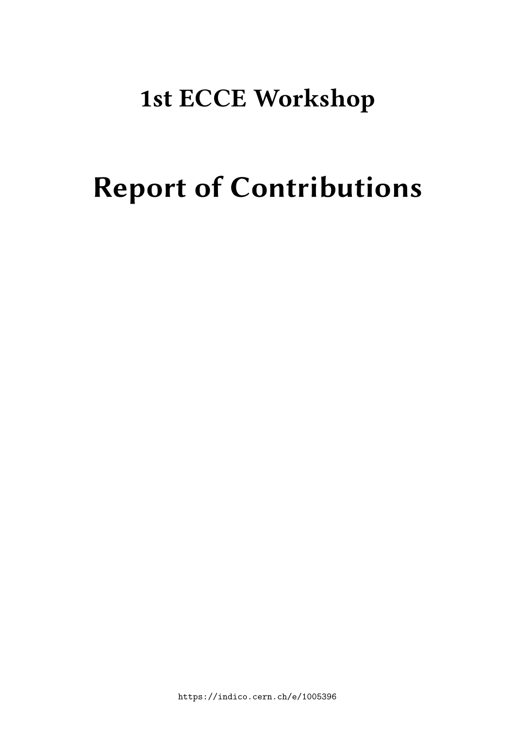# 1st ECCE Workshop

# Report of Contributions

https://indico.cern.ch/e/1005396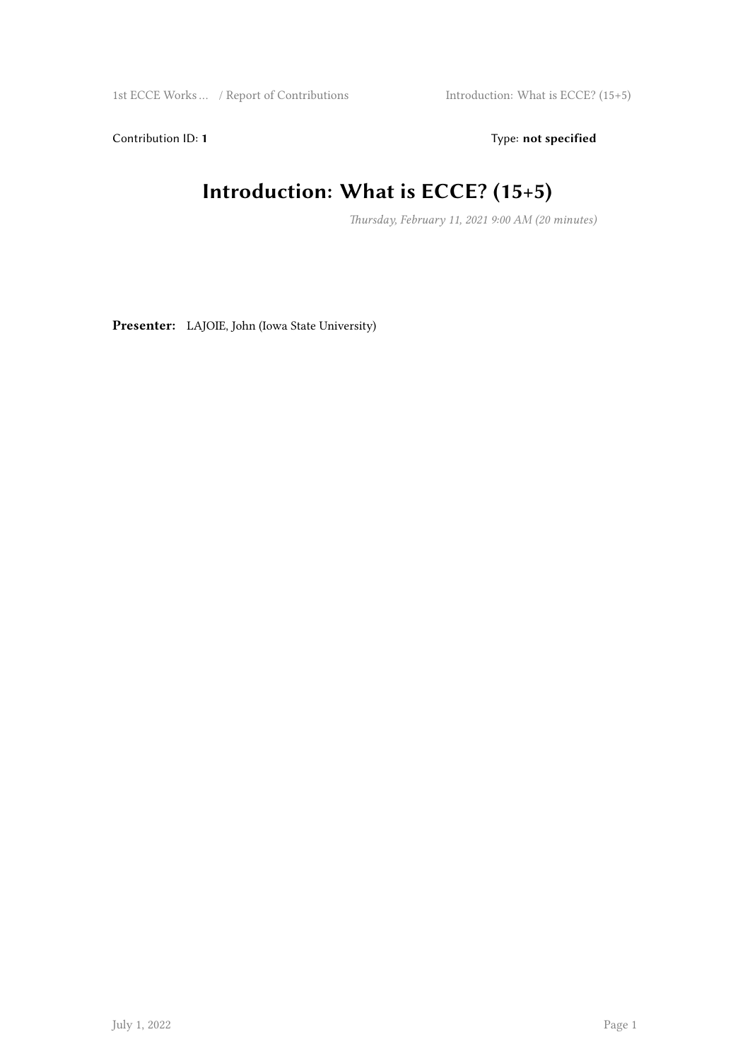Contribution ID: **1** Type: **not specified**

# Introduction: What is ECCE? (15+5)

*Thursday, February 11, 2021 9:00 AM (20 minutes)*

**Presenter:** LAJOIE, John (Iowa State University)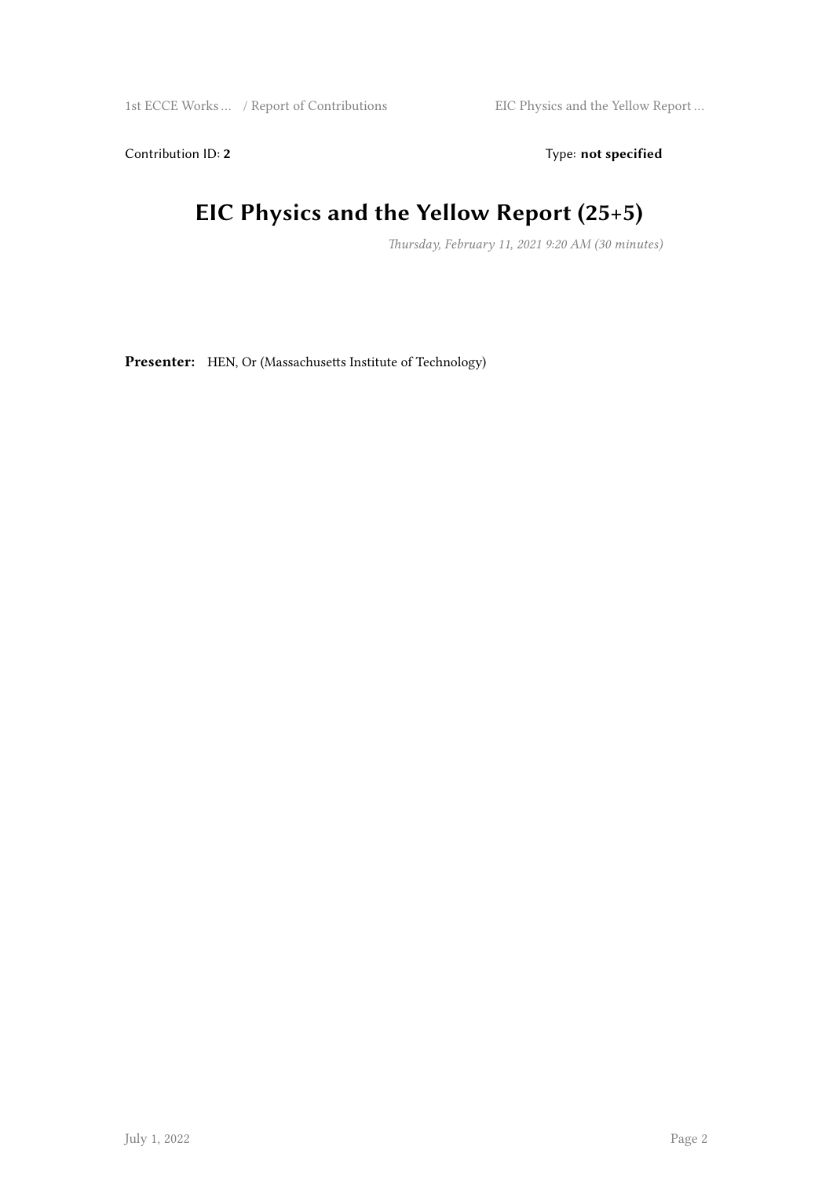Contribution ID: **2**

Type: **not specified**

# EIC Physics and the Yellow Report (25+5)

*Thursday, February 11, 2021 9:20 AM (30 minutes)*

**Presenter:** HEN, Or (Massachusetts Institute of Technology)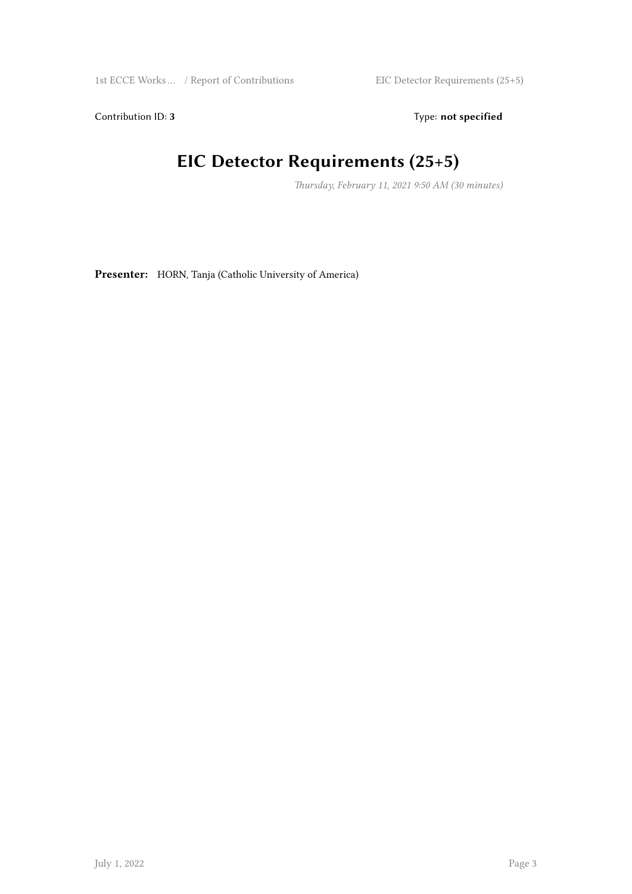Contribution ID: **3**

Type: **not specified**

# EIC Detector Requirements (25+5)

*Thursday, February 11, 2021 9:50 AM (30 minutes)*

**Presenter:** HORN, Tanja (Catholic University of America)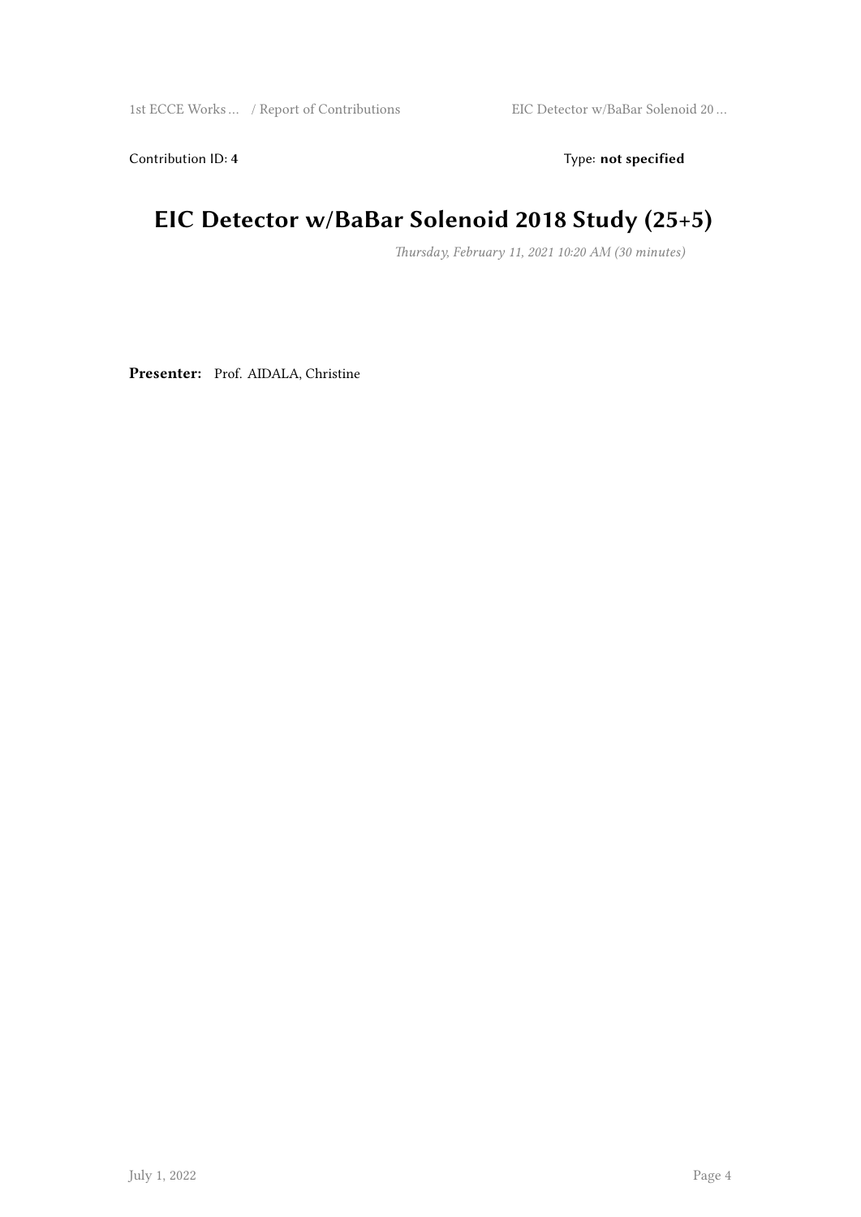Contribution ID: **4** Type: **not specified**

# EIC Detector w/BaBar Solenoid 2018 Study (25+5)

*Thursday, February 11, 2021 10:20 AM (30 minutes)*

**Presenter:** Prof. AIDALA, Christine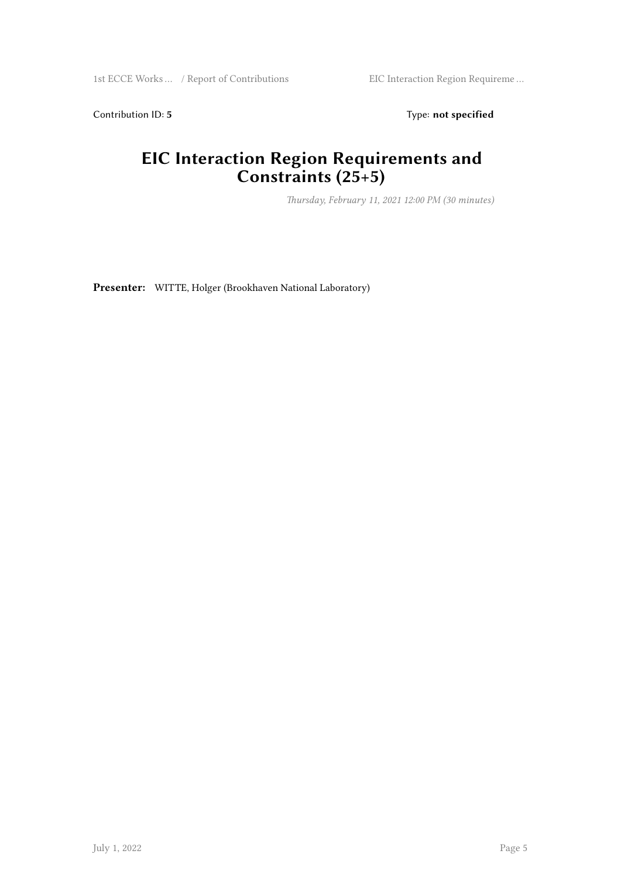Contribution ID: **5** Type: **not specified**

# EIC Interaction Region Requirements and Constraints (25+5)

*Thursday, February 11, 2021 12:00 PM (30 minutes)*

**Presenter:** WITTE, Holger (Brookhaven National Laboratory)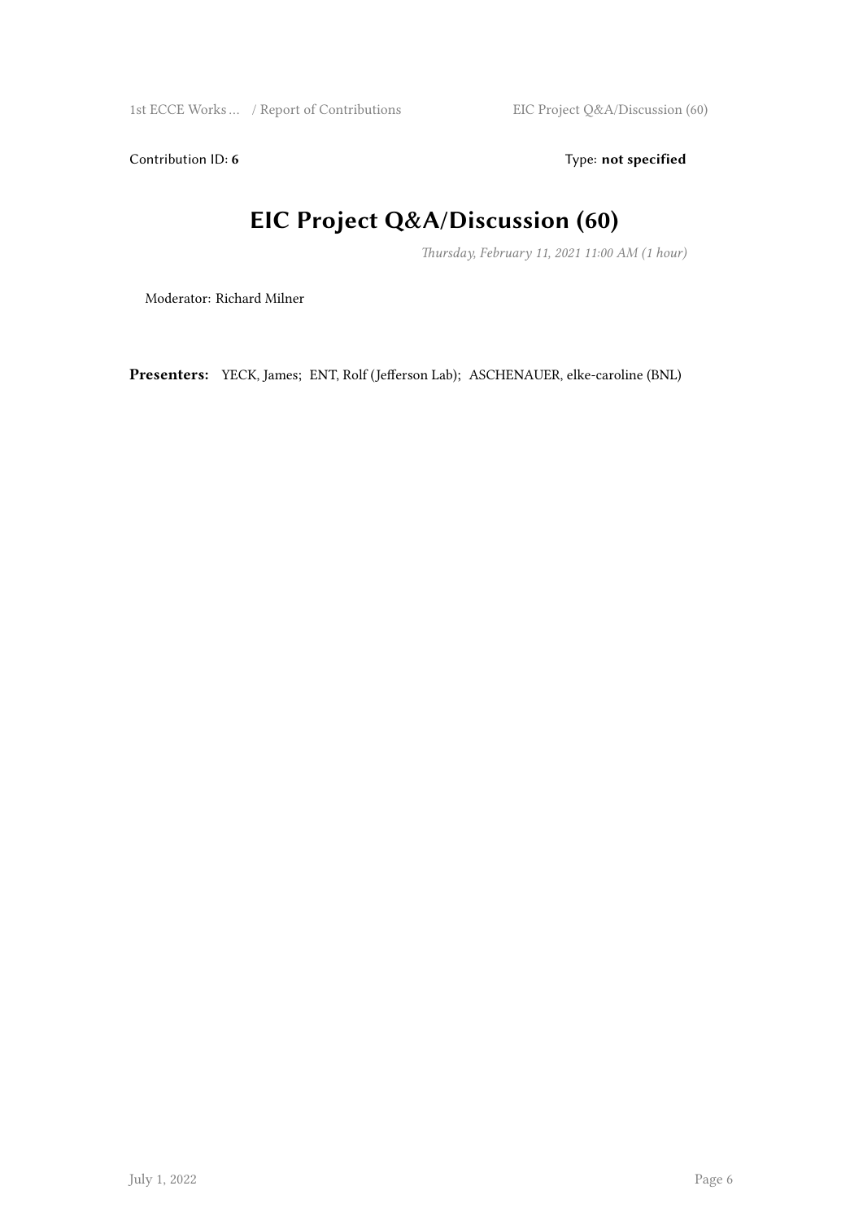Contribution ID: **6**

Type: **not specified**

# EIC Project Q&A/Discussion (60)

*Thursday, February 11, 2021 11:00 AM (1 hour)*

Moderator: Richard Milner

**Presenters:** YECK, James; ENT, Rolf (Jefferson Lab); ASCHENAUER, elke-caroline (BNL)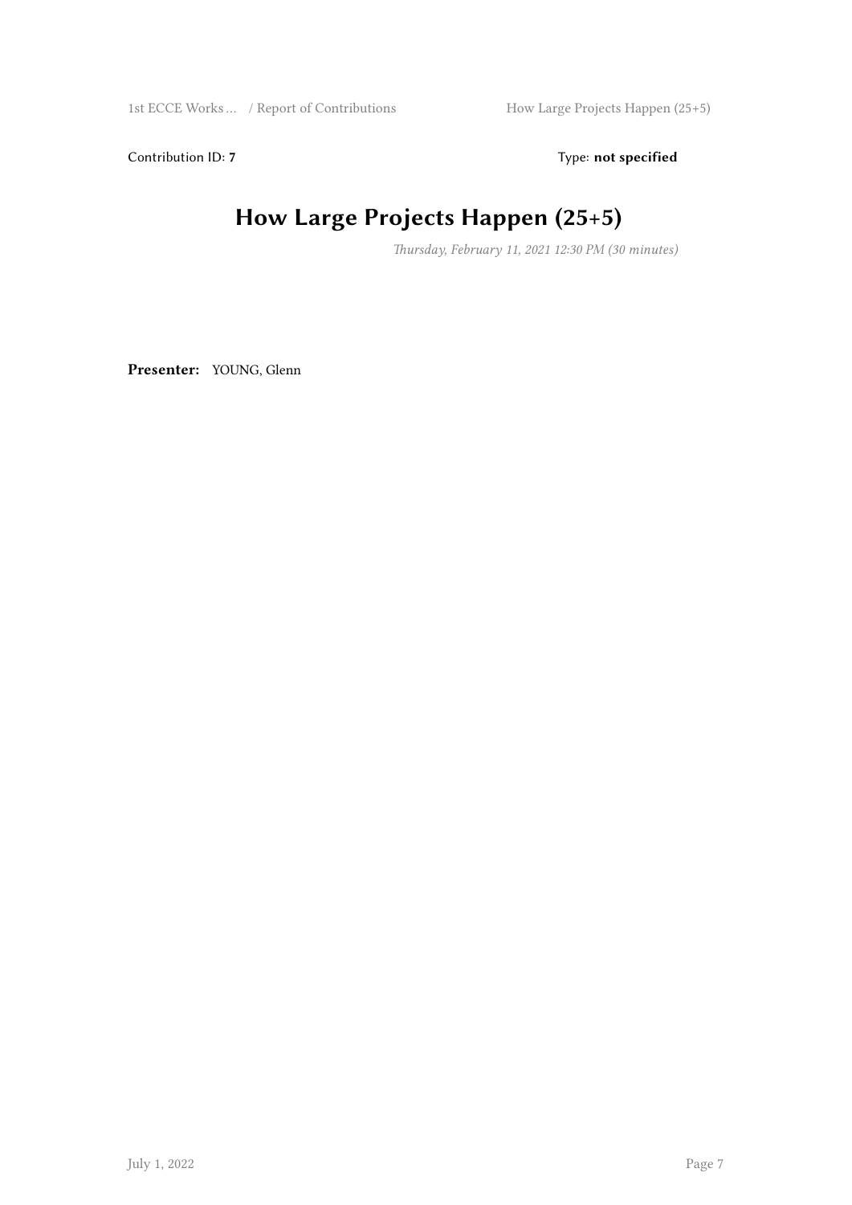Contribution ID: **7** Type: **not specified**

# How Large Projects Happen (25+5)

*Thursday, February 11, 2021 12:30 PM (30 minutes)*

**Presenter:** YOUNG, Glenn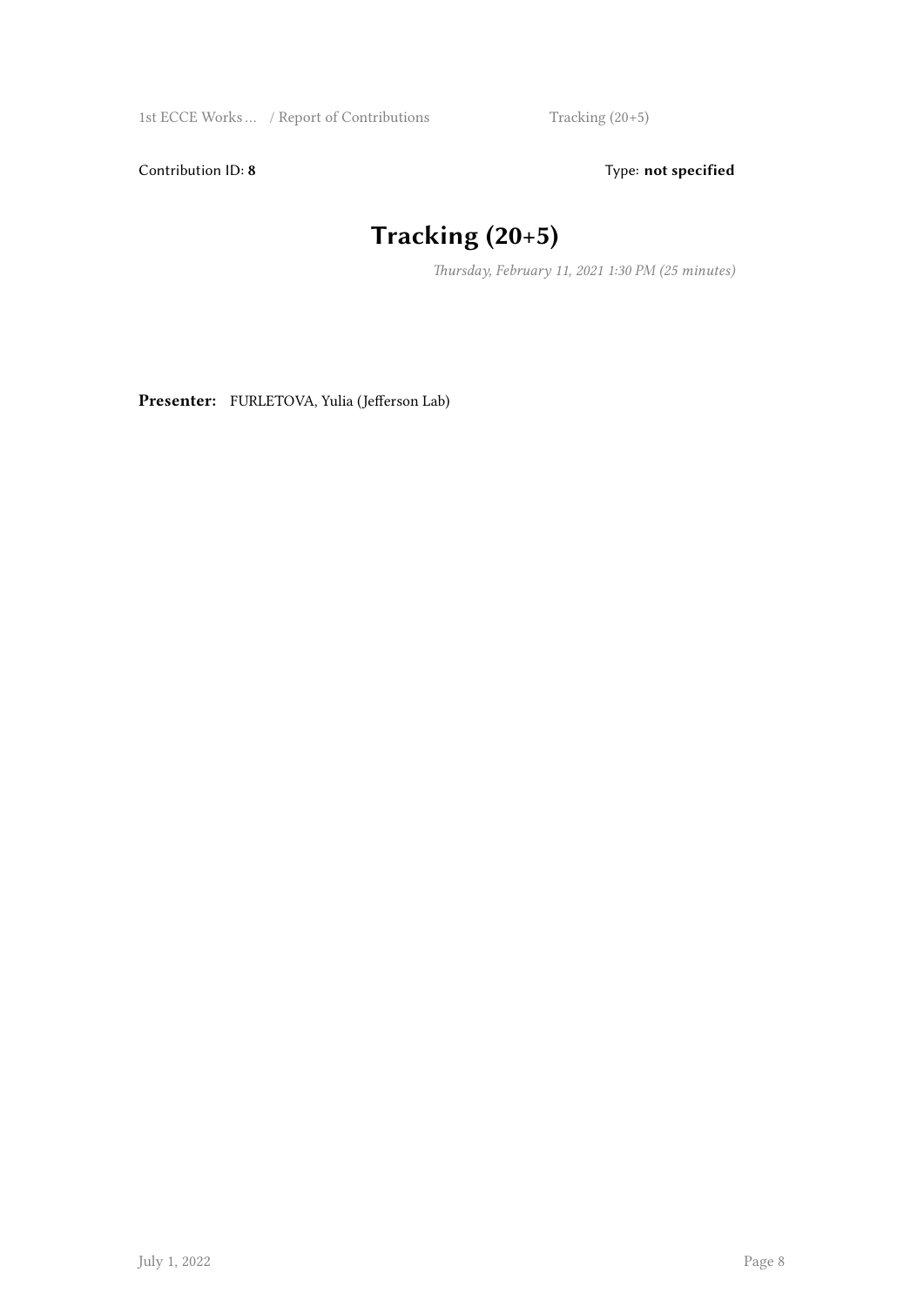Contribution ID: **8**

Type: **not specified**

# Tracking (20+5)

*Thursday, February 11, 2021 1:30 PM (25 minutes)*

**Presenter:** FURLETOVA, Yulia (Jefferson Lab)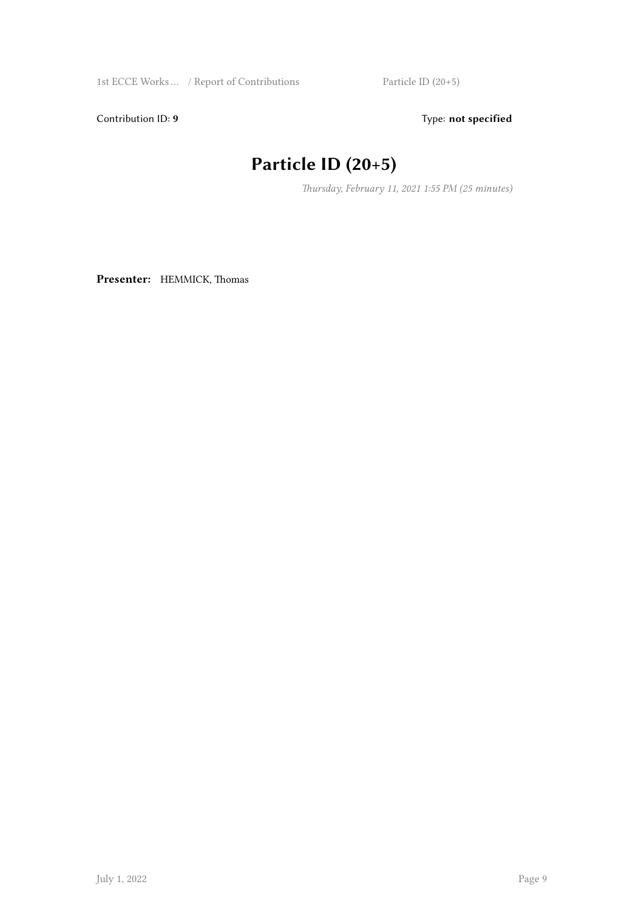Contribution ID: **9** Type: **not specified**

# Particle ID (20+5)

*Thursday, February 11, 2021 1:55 PM (25 minutes)*

**Presenter:** HEMMICK, Thomas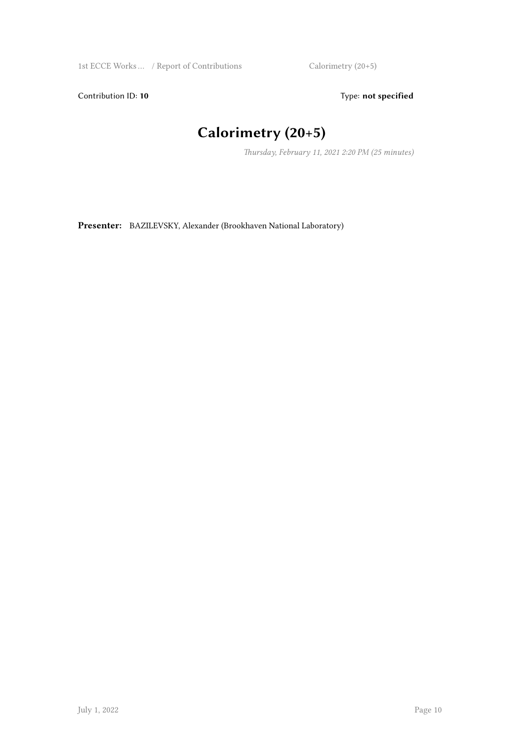Contribution ID: **10**

Type: **not specified**

# Calorimetry (20+5)

*Thursday, February 11, 2021 2:20 PM (25 minutes)*

**Presenter:** BAZILEVSKY, Alexander (Brookhaven National Laboratory)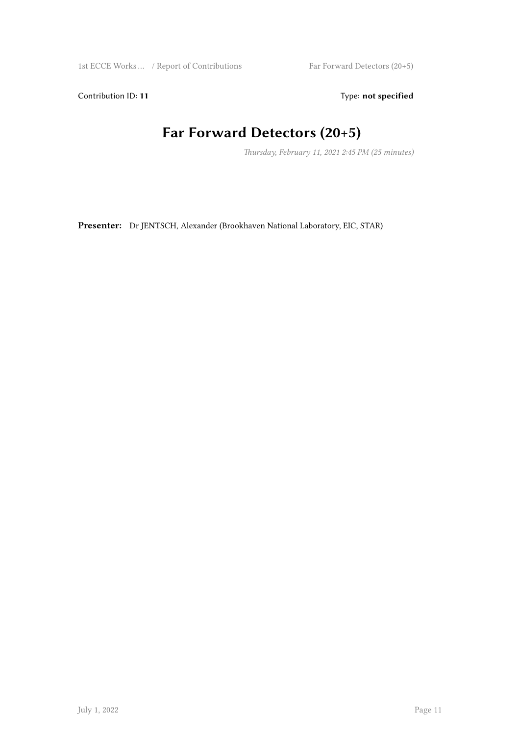Contribution ID: **11**

Type: **not specified**

# Far Forward Detectors (20+5)

*Thursday, February 11, 2021 2:45 PM (25 minutes)*

**Presenter:** Dr JENTSCH, Alexander (Brookhaven National Laboratory, EIC, STAR)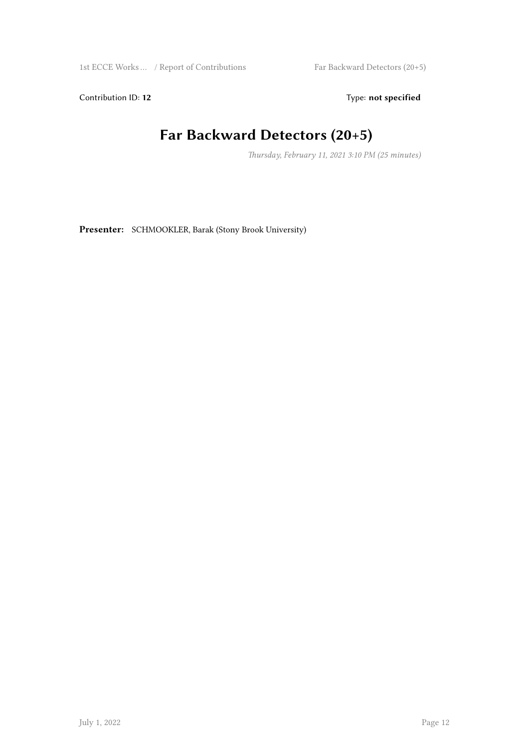Contribution ID: **12** Type: **not specified**

# Far Backward Detectors (20+5)

*Thursday, February 11, 2021 3:10 PM (25 minutes)*

**Presenter:** SCHMOOKLER, Barak (Stony Brook University)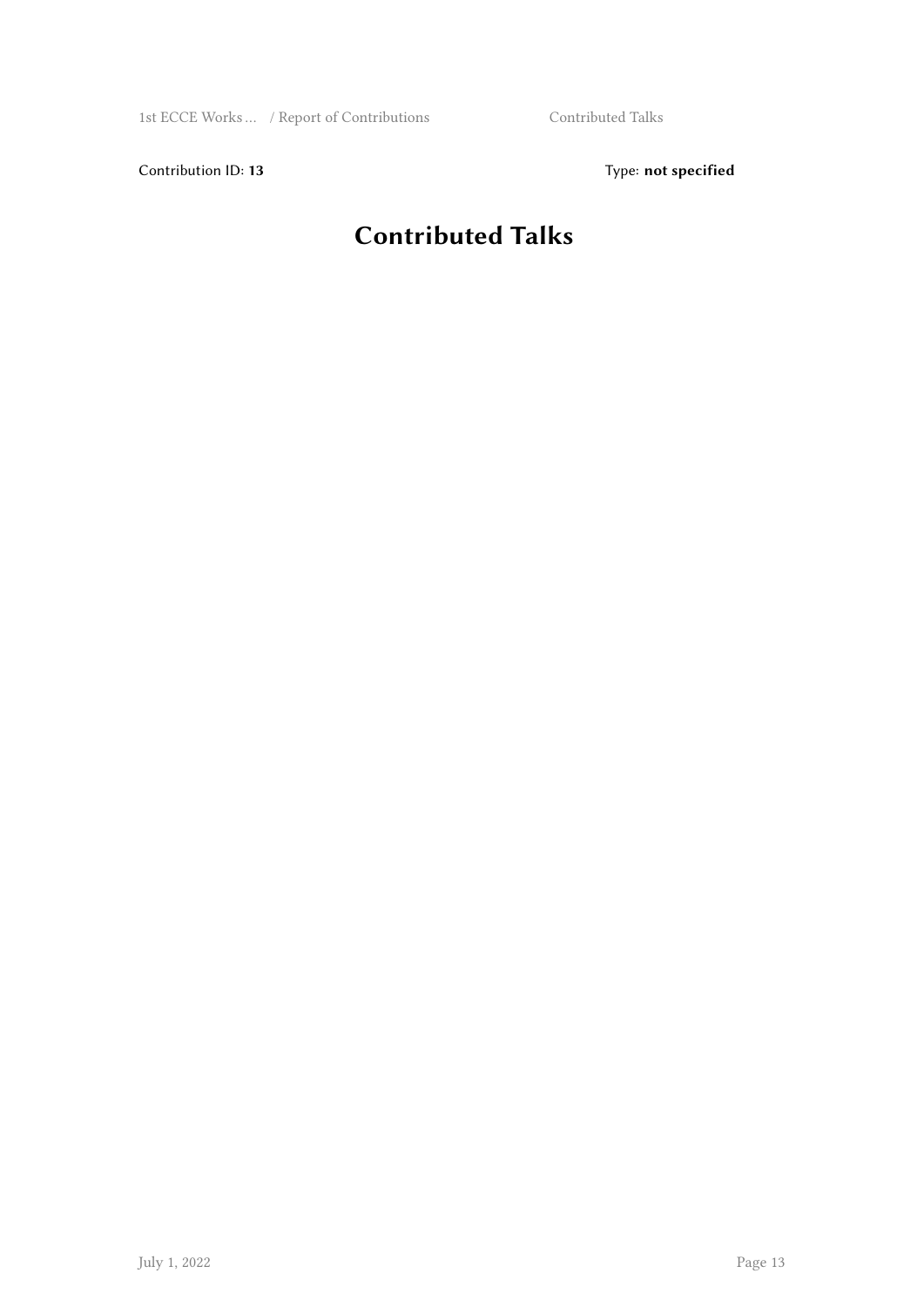Contribution ID: **13**

Type: **not specified**

# Contributed Talks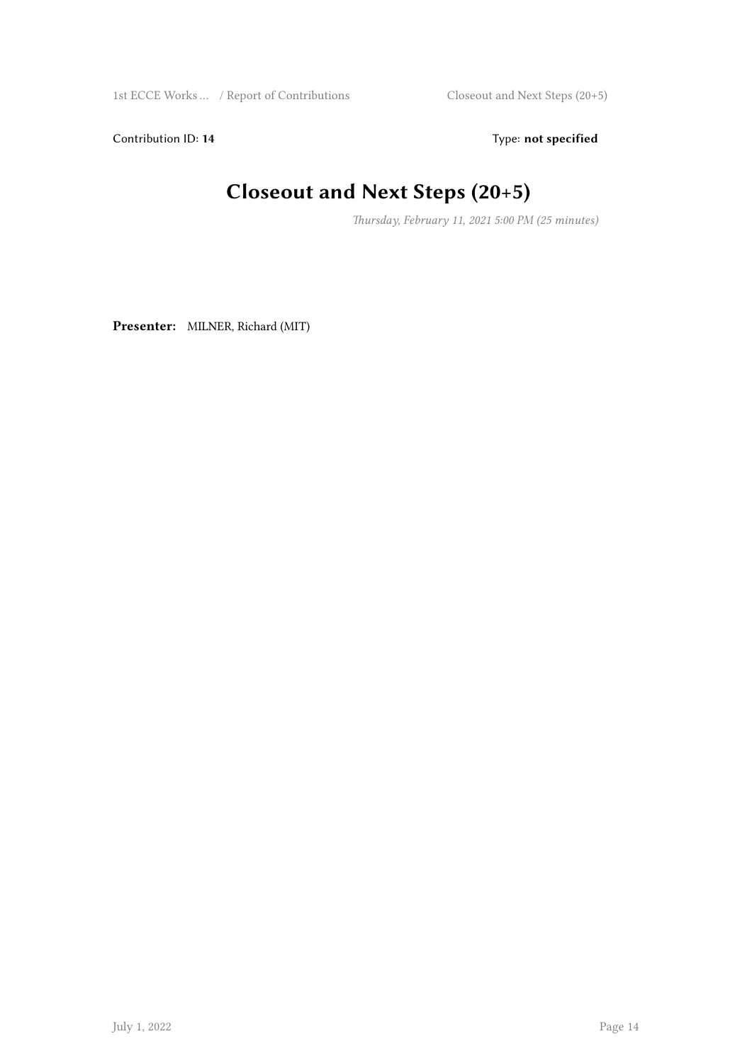Contribution ID: **14**

Type: **not specified**

# Closeout and Next Steps (20+5)

*Thursday, February 11, 2021 5:00 PM (25 minutes)*

**Presenter:** MILNER, Richard (MIT)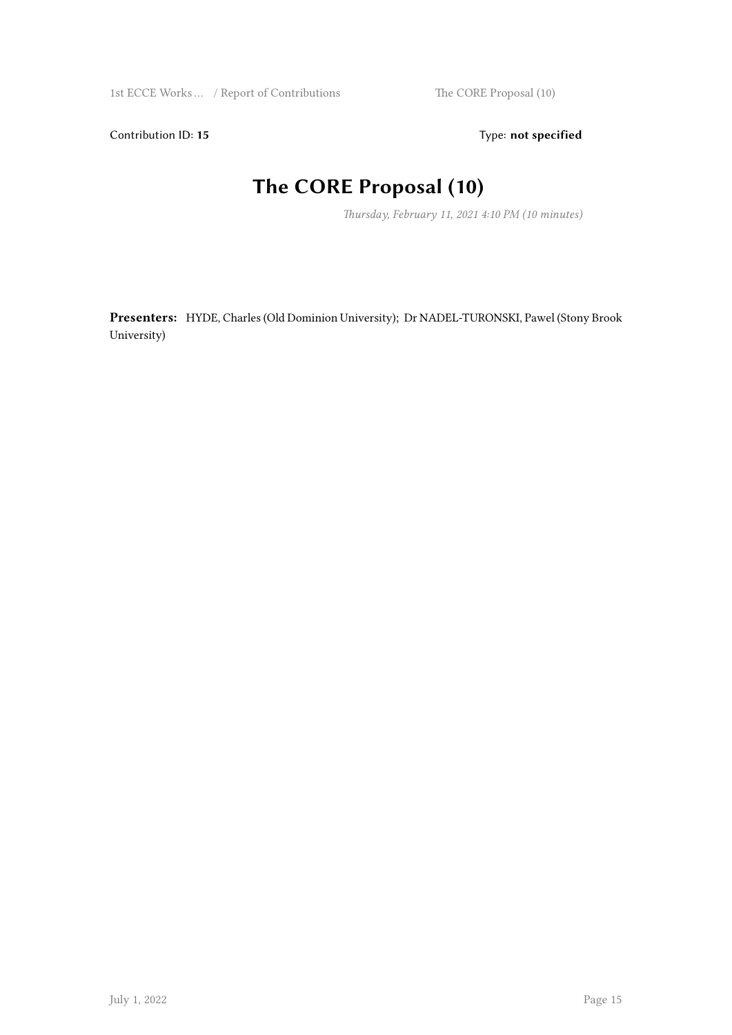Contribution ID: **15** Type: **not specified**

# The CORE Proposal (10)

*Thursday, February 11, 2021 4:10 PM (10 minutes)*

**Presenters:** HYDE, Charles (Old Dominion University); Dr NADEL-TURONSKI, Pawel (Stony Brook University)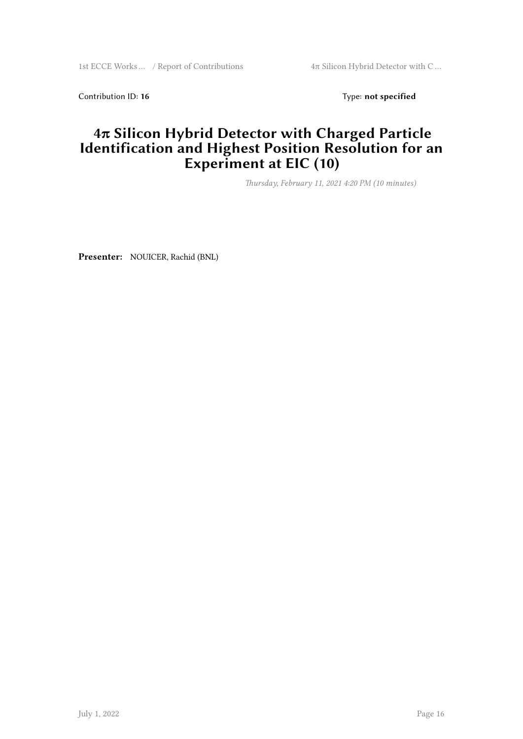Contribution ID: **16** Type: **not specified**

# 4π Silicon Hybrid Detector with Charged Particle Identification and Highest Position Resolution for an Experiment at EIC (10)

*Thursday, February 11, 2021 4:20 PM (10 minutes)*

**Presenter:** NOUICER, Rachid (BNL)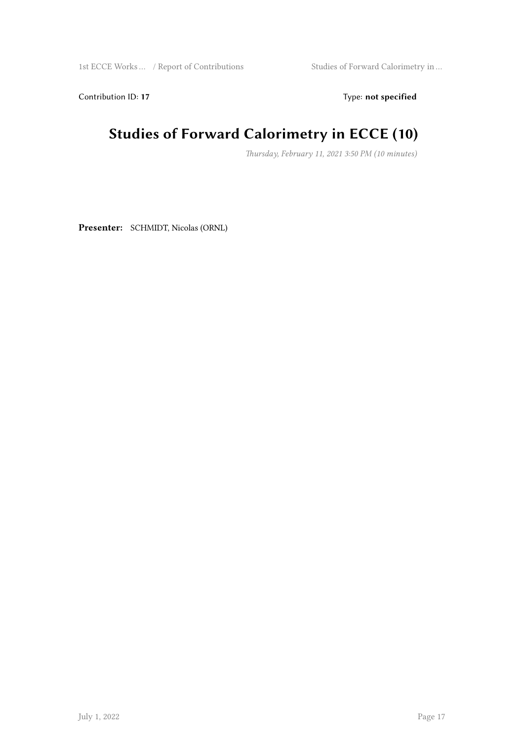Contribution ID: **17** Type: **not specified**

# Studies of Forward Calorimetry in ECCE (10)

*Thursday, February 11, 2021 3:50 PM (10 minutes)*

**Presenter:** SCHMIDT, Nicolas (ORNL)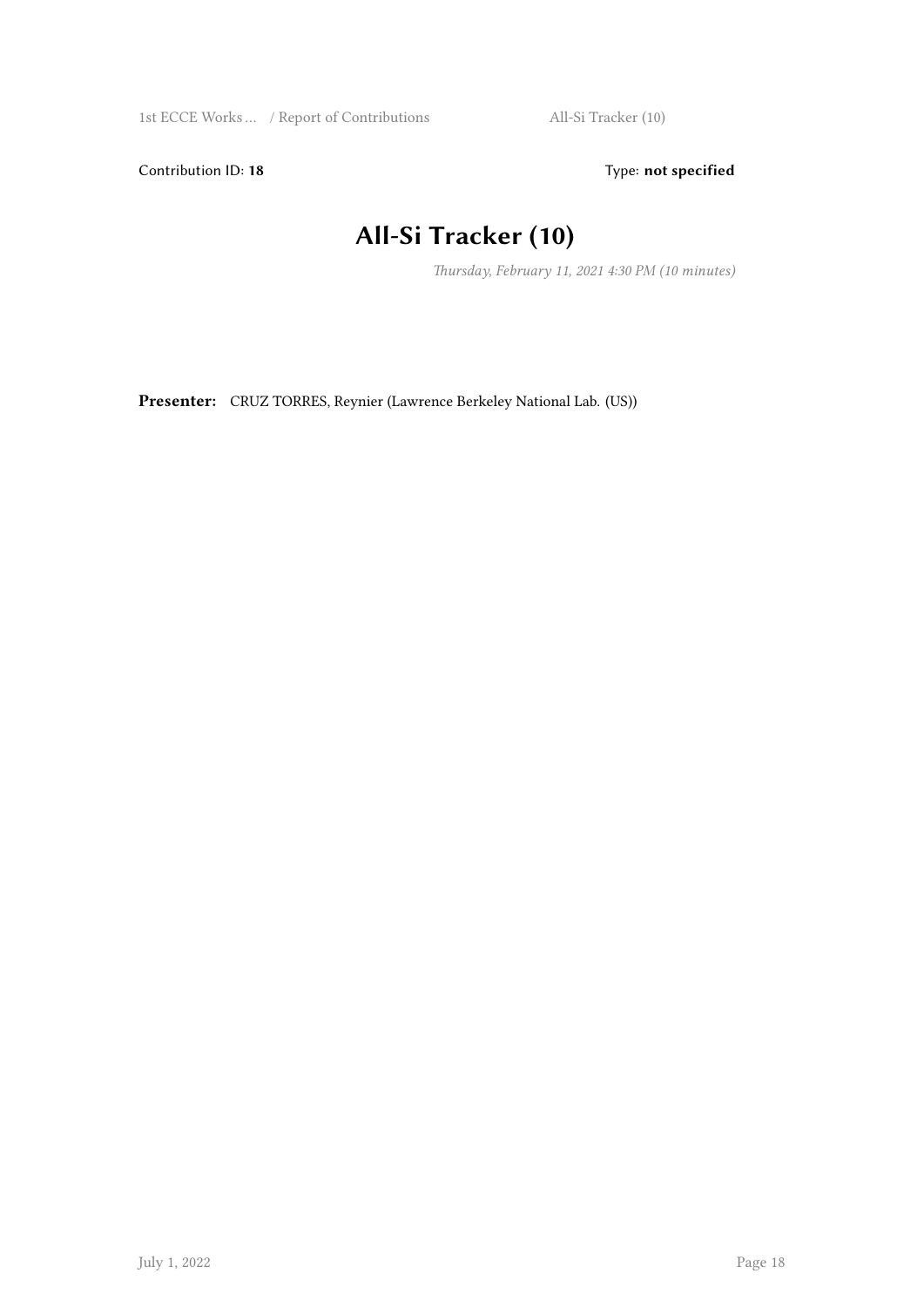Contribution ID: **18**

Type: **not specified**

# All-Si Tracker (10)

*Thursday, February 11, 2021 4:30 PM (10 minutes)*

**Presenter:** CRUZ TORRES, Reynier (Lawrence Berkeley National Lab. (US))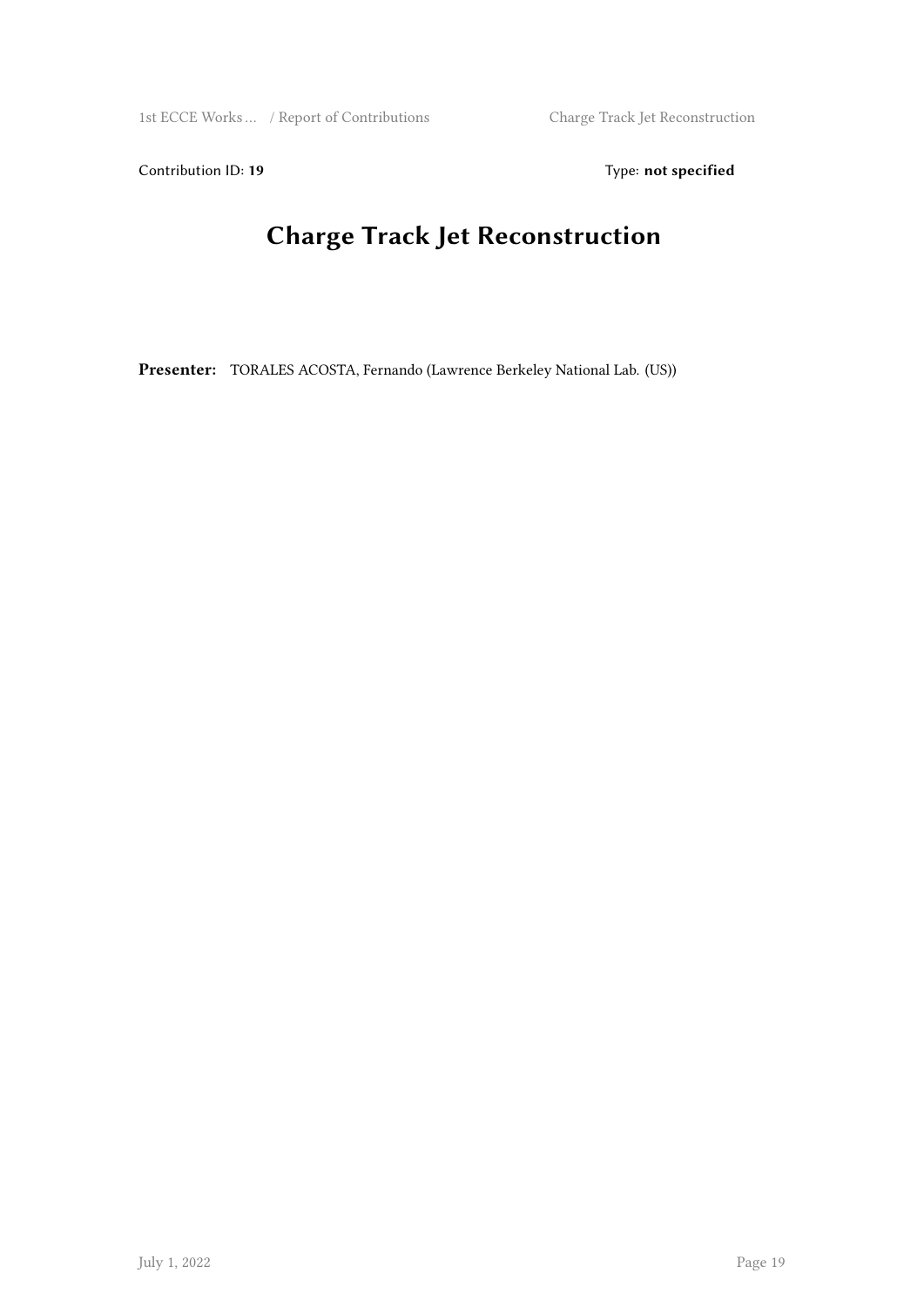Contribution ID: **19** Type: **not specified**

# Charge Track Jet Reconstruction

**Presenter:** TORALES ACOSTA, Fernando (Lawrence Berkeley National Lab. (US))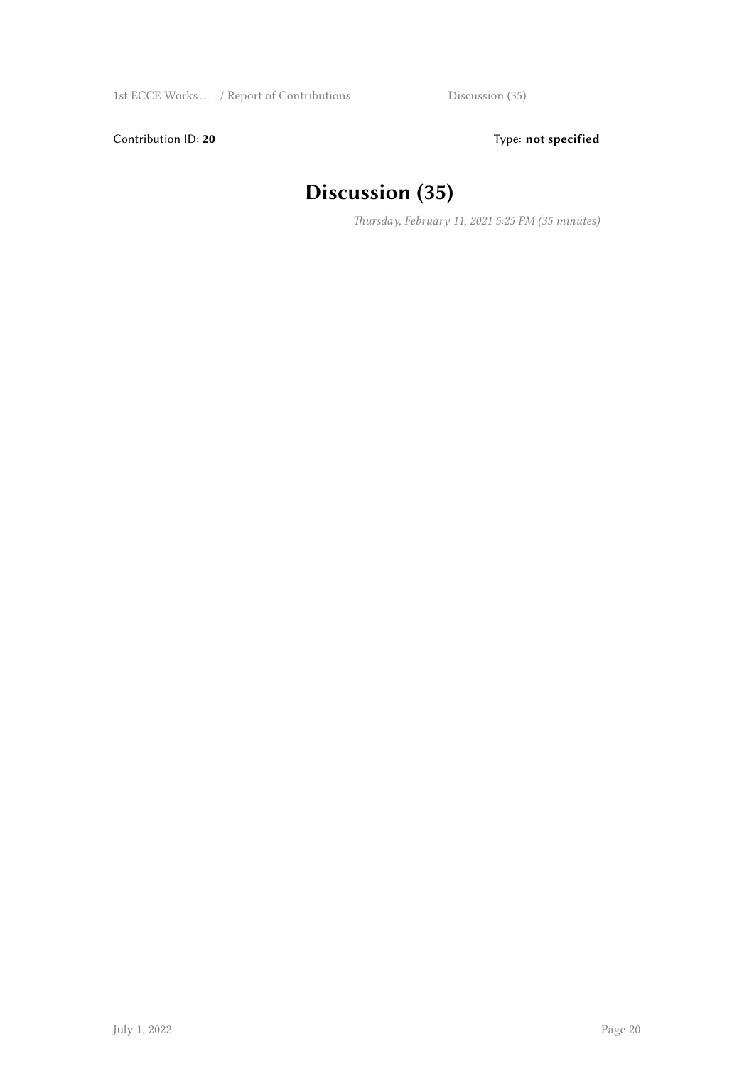Contribution ID: **20** Type: **not specified**

# Discussion (35)

*Thursday, February 11, 2021 5:25 PM (35 minutes)*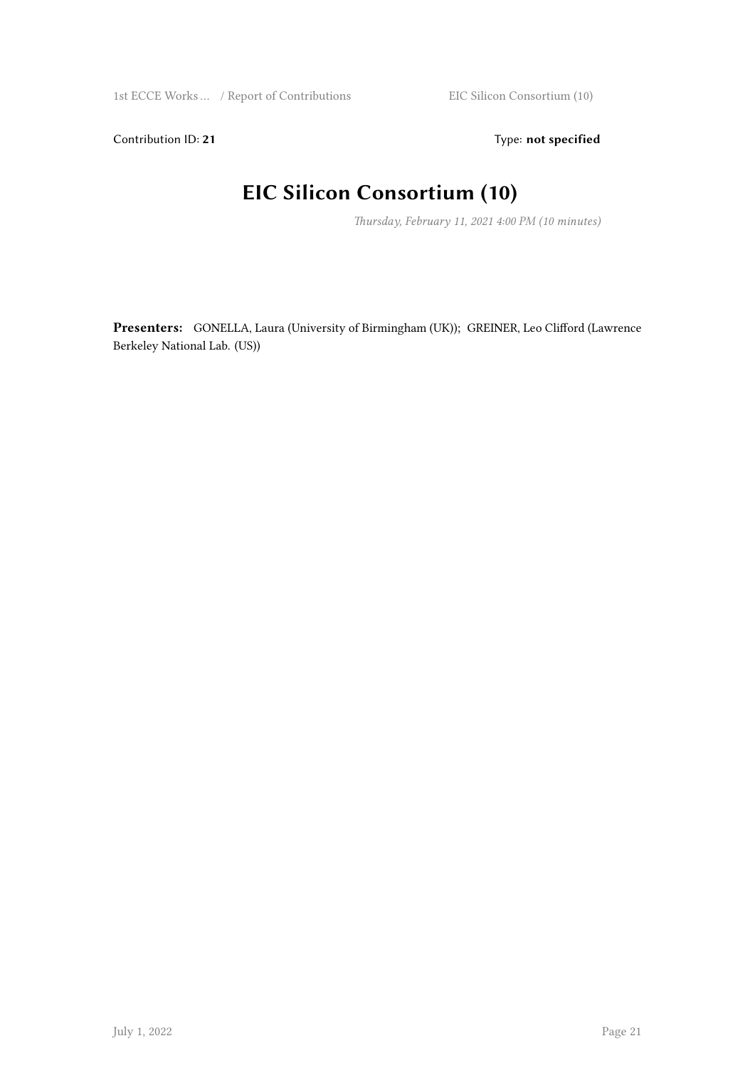Contribution ID: **21** Type: **not specified**

# EIC Silicon Consortium (10)

*Thursday, February 11, 2021 4:00 PM (10 minutes)*

**Presenters:** GONELLA, Laura (University of Birmingham (UK)); GREINER, Leo Clifford (Lawrence Berkeley National Lab. (US))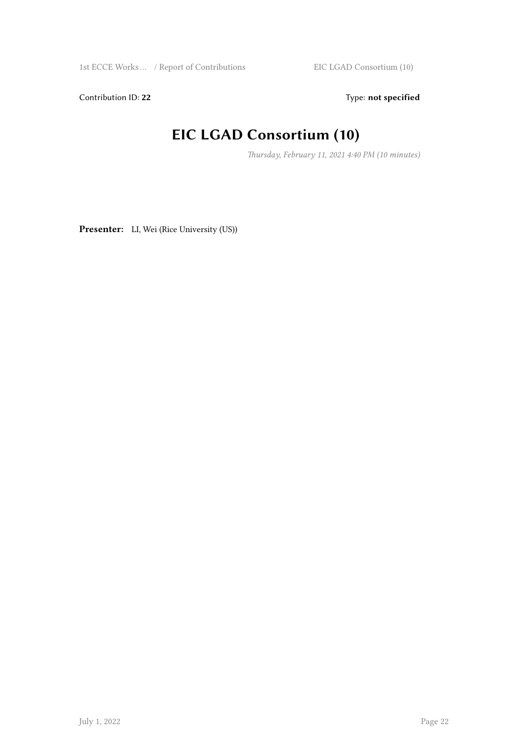Contribution ID: **22** Type: **not specified**

# EIC LGAD Consortium (10)

*Thursday, February 11, 2021 4:40 PM (10 minutes)*

**Presenter:** LI, Wei (Rice University (US))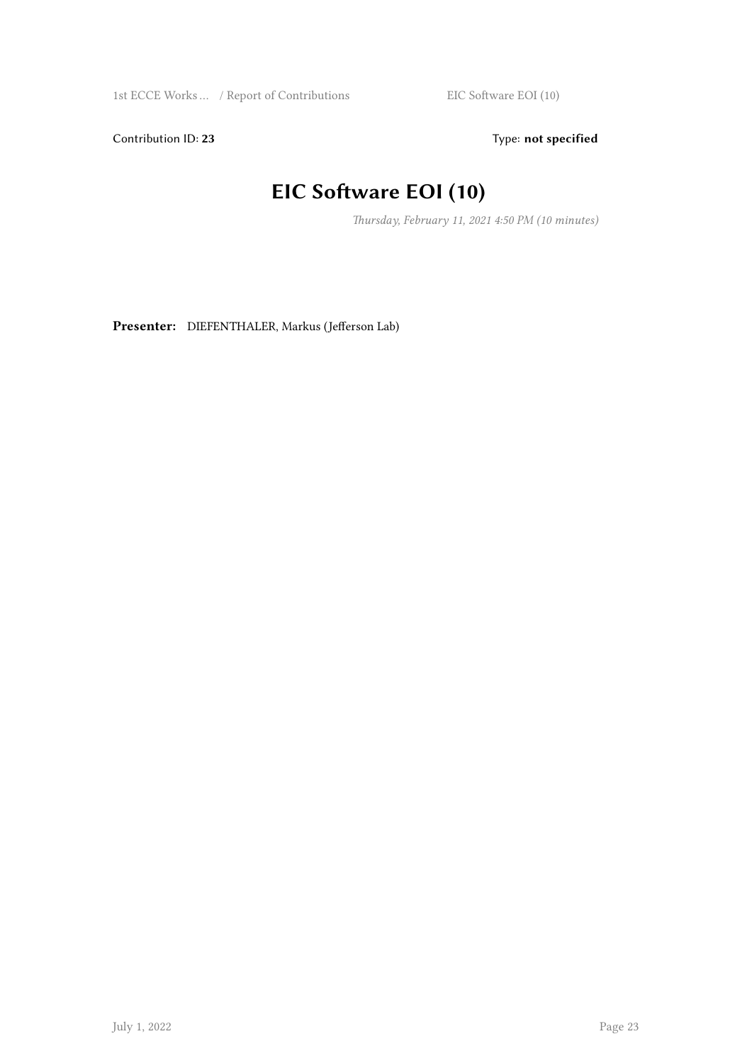Contribution ID: **23**

Type: **not specified**

# EIC Software EOI (10)

*Thursday, February 11, 2021 4:50 PM (10 minutes)*

**Presenter:** DIEFENTHALER, Markus (Jefferson Lab)